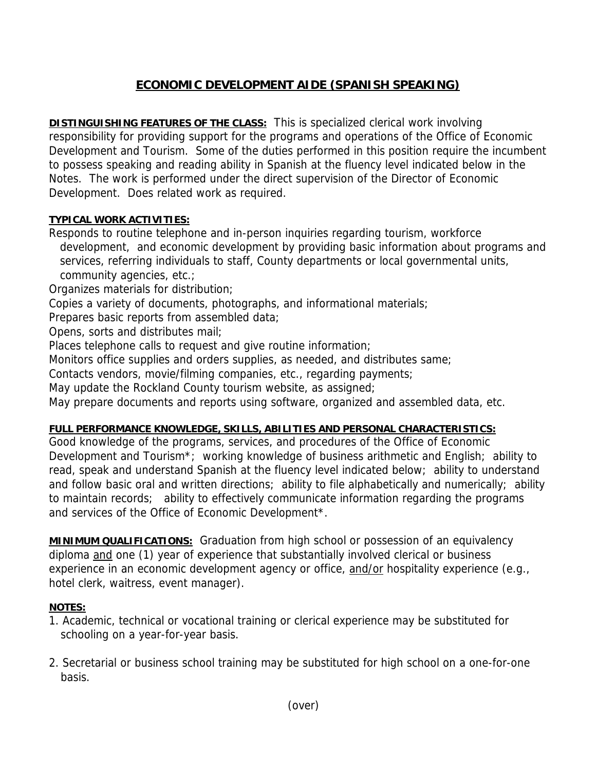# ECONOMIC DEVELOPMENT AIDE (SPANISH SPEAKING)

**DISTINGUISHING FEATURES OF THE CLASS:** This is specialized clerical work involving responsibility for providing support for the programs and operations of the Office of Economic Development and Tourism. Some of the duties performed in this position require the incumbent to possess speaking and reading ability in Spanish at the fluency level indicated below in the Notes. The work is performed under the direct supervision of the Director of Economic Development. Does related work as required.

**TYPICAL WORK ACTIVITIES:**

Responds to routine telephone and in-person inquiries regarding tourism, workforce development, and economic development by providing basic information about programs and services, referring individuals to staff, County departments or local governmental units, community agencies, etc.;

Organizes materials for distribution;

Copies a variety of documents, photographs, and informational materials;

Prepares basic reports from assembled data;

Opens, sorts and distributes mail;

Places telephone calls to request and give routine information;

Monitors office supplies and orders supplies, as needed, and distributes same;

Contacts vendors, movie/filming companies, etc., regarding payments;

May update the Rockland County tourism website, as assigned;

May prepare documents and reports using software, organized and assembled data, etc.

**FULL PERFORMANCE KNOWLEDGE, SKILLS, ABILITIES AND PERSONAL CHARACTERISTICS:**
Good knowledge of the programs, services, and procedures of the Office of Economic Development and Tourism*; working knowledge of business arithmetic and English; ability to read, speak and understand Spanish at the fluency level indicated below; ability to understand and follow basic oral and written directions; ability to file alphabetically and numerically; ability to maintain records; ability to effectively communicate information regarding the programs and services of the Office of Economic Development*.

**MINIMUM QUALIFICATIONS:** Graduation from high school or possession of an equivalency diploma and one (1) year of experience that substantially involved clerical or business experience in an economic development agency or office, and/or hospitality experience (e.g., hotel clerk, waitress, event manager).

**NOTES:**

1. Academic, technical or vocational training or clerical experience may be substituted for schooling on a year-for-year basis.

2. Secretarial or business school training may be substituted for high school on a one-for-one basis.

(over)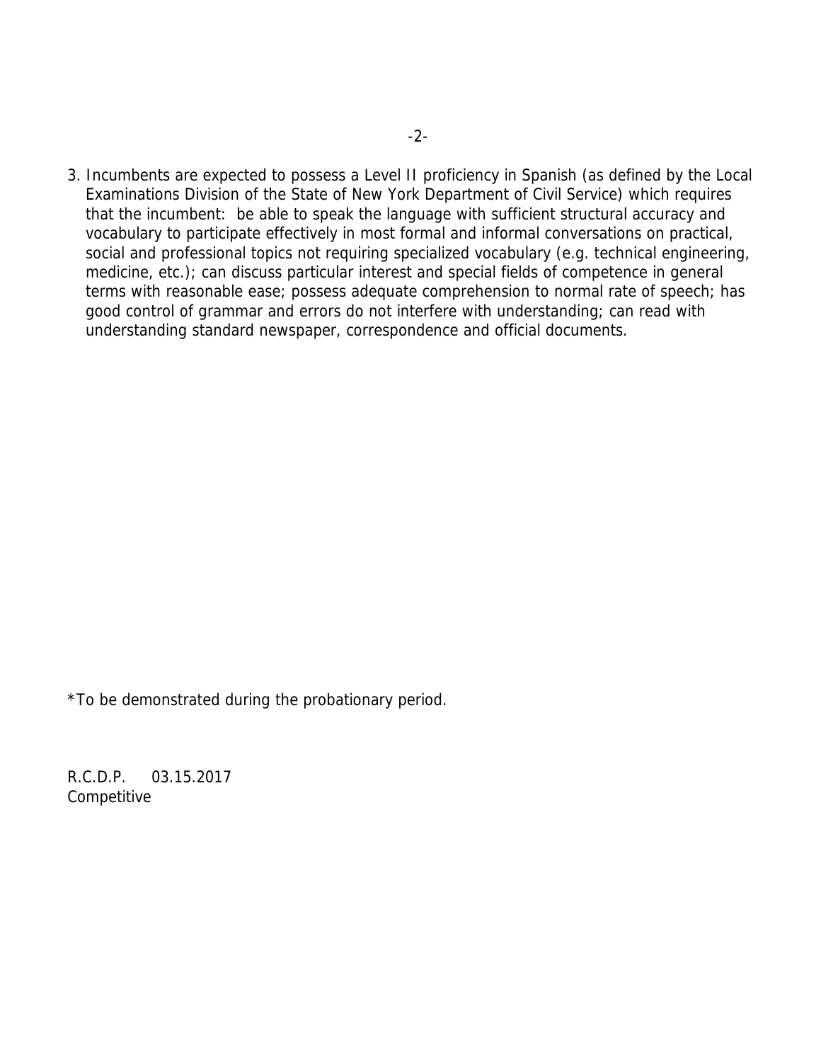3. Incumbents are expected to possess a Level II proficiency in Spanish (as defined by the Local Examinations Division of the State of New York Department of Civil Service) which requires that the incumbent: be able to speak the language with sufficient structural accuracy and vocabulary to participate effectively in most formal and informal conversations on practical, social and professional topics not requiring specialized vocabulary (e.g. technical engineering, medicine, etc.); can discuss particular interest and special fields of competence in general terms with reasonable ease; possess adequate comprehension to normal rate of speech; has good control of grammar and errors do not interfere with understanding; can read with understanding standard newspaper, correspondence and official documents.

*To be demonstrated during the probationary period.

R.C.D.P. 03.15.2017
Competitive